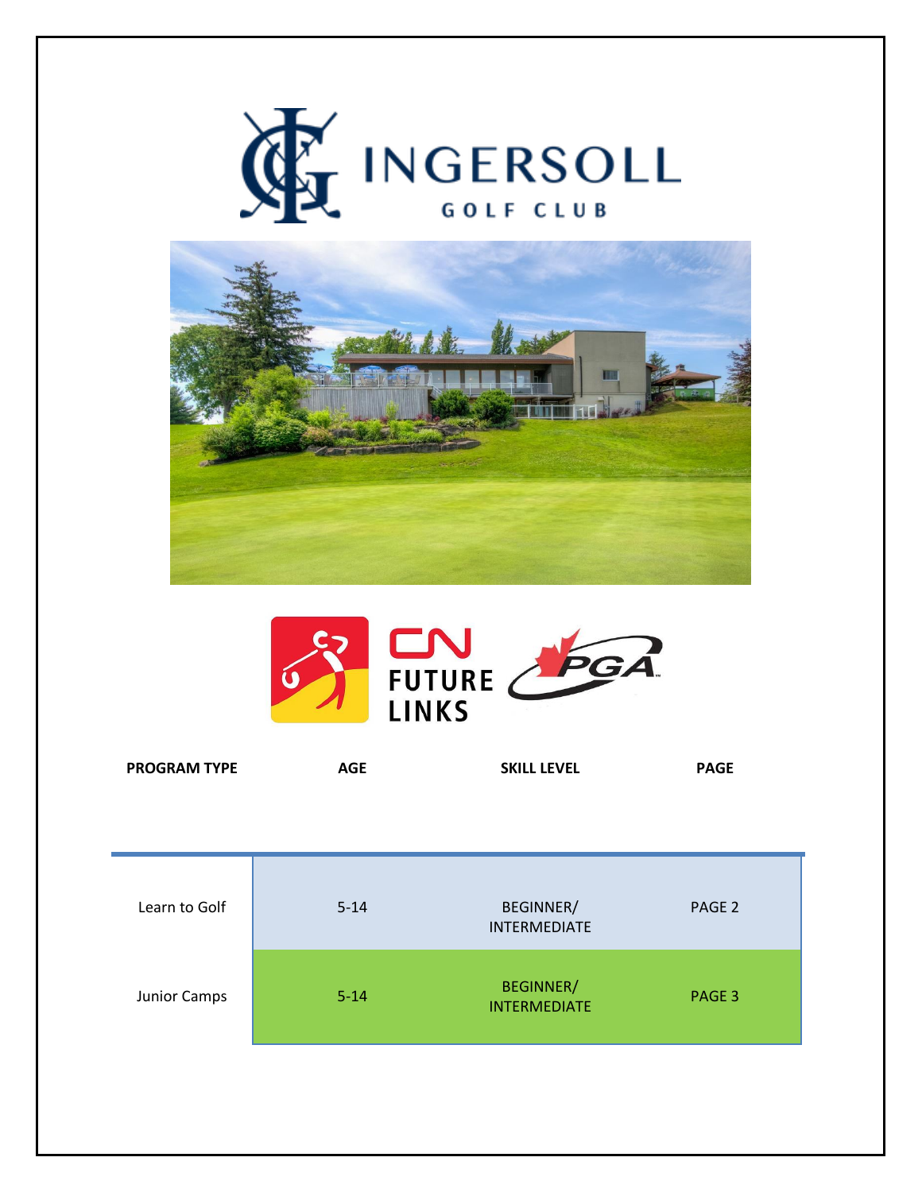# INGERSOLL GOLF CLUB

CN FUTURE LINKS

PGA

| PROGRAM TYPE | AGE | SKILL LEVEL | PAGE |
| --- | --- | --- | --- |
| Learn to Golf | 5-14 | BEGINNER/ INTERMEDIATE | PAGE 2 |
| Junior Camps | 5-14 | BEGINNER/ INTERMEDIATE | PAGE 3 |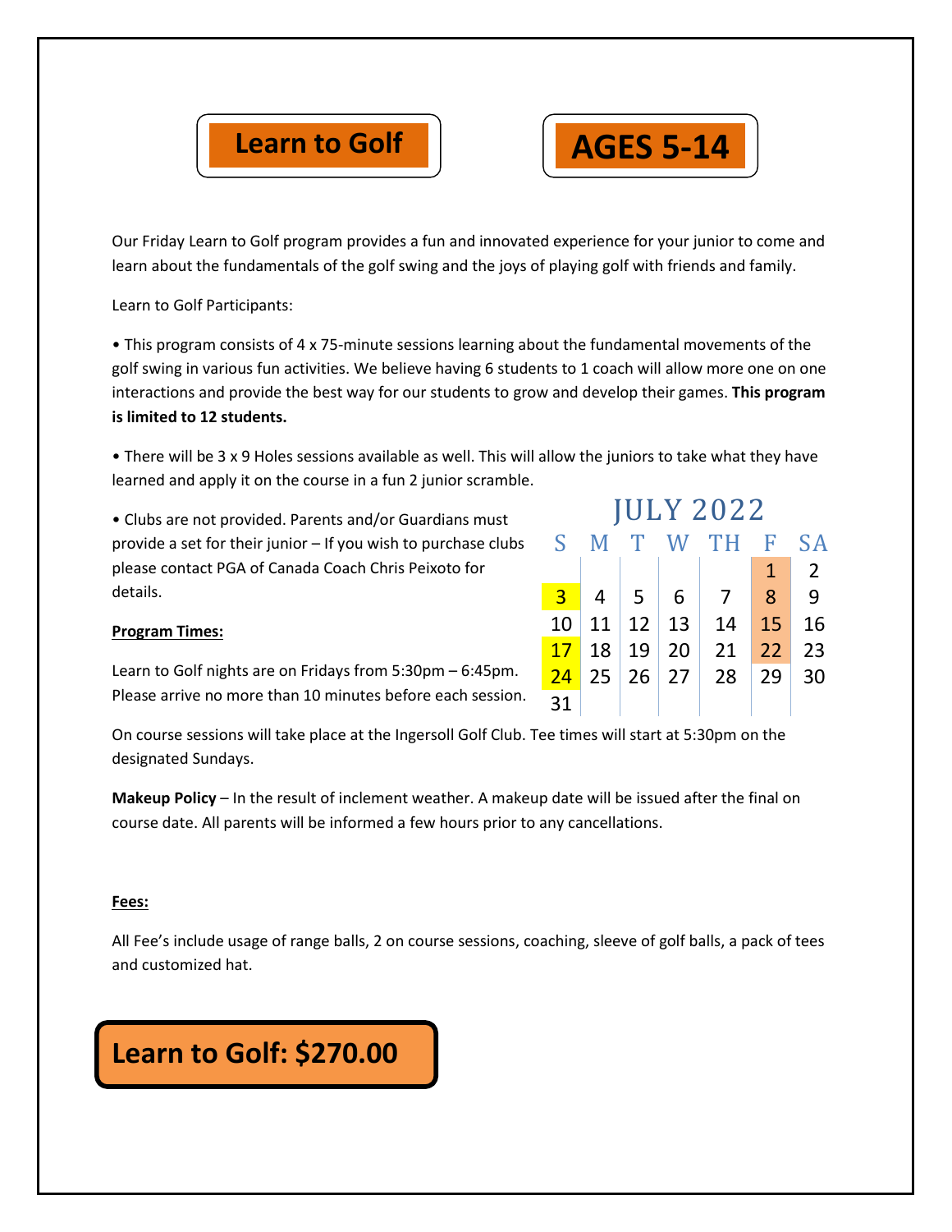# Learn to Golf

# AGES 5-14

Our Friday Learn to Golf program provides a fun and innovated experience for your junior to come and learn about the fundamentals of the golf swing and the joys of playing golf with friends and family.

Learn to Golf Participants:

- This program consists of 4 x 75-minute sessions learning about the fundamental movements of the golf swing in various fun activities. We believe having 6 students to 1 coach will allow more one on one interactions and provide the best way for our students to grow and develop their games. **This program is limited to 12 students.**
- There will be 3 x 9 Holes sessions available as well. This will allow the juniors to take what they have learned and apply it on the course in a fun 2 junior scramble.
- Clubs are not provided. Parents and/or Guardians must provide a set for their junior – If you wish to purchase clubs please contact PGA of Canada Coach Chris Peixoto for details.

**JULY 2022**

| S | M | T | W | TH | F | SA |
|---|---|---|---|---|---|---|
| | | | | | 1 | 2 |
| 3 | 4 | 5 | 6 | 7 | 8 | 9 |
| 10 | 11 | 12 | 13 | 14 | 15 | 16 |
| 17 | 18 | 19 | 20 | 21 | 22 | 23 |
| 24 | 25 | 26 | 27 | 28 | 29 | 30 |
| 31 | | | | | | |

**Program Times:**

Learn to Golf nights are on Fridays from 5:30pm – 6:45pm. Please arrive no more than 10 minutes before each session.

On course sessions will take place at the Ingersoll Golf Club. Tee times will start at 5:30pm on the designated Sundays.

**Makeup Policy** – In the result of inclement weather. A makeup date will be issued after the final on course date. All parents will be informed a few hours prior to any cancellations.

**Fees:**

All Fee's include usage of range balls, 2 on course sessions, coaching, sleeve of golf balls, a pack of tees and customized hat.

**Learn to Golf: $270.00**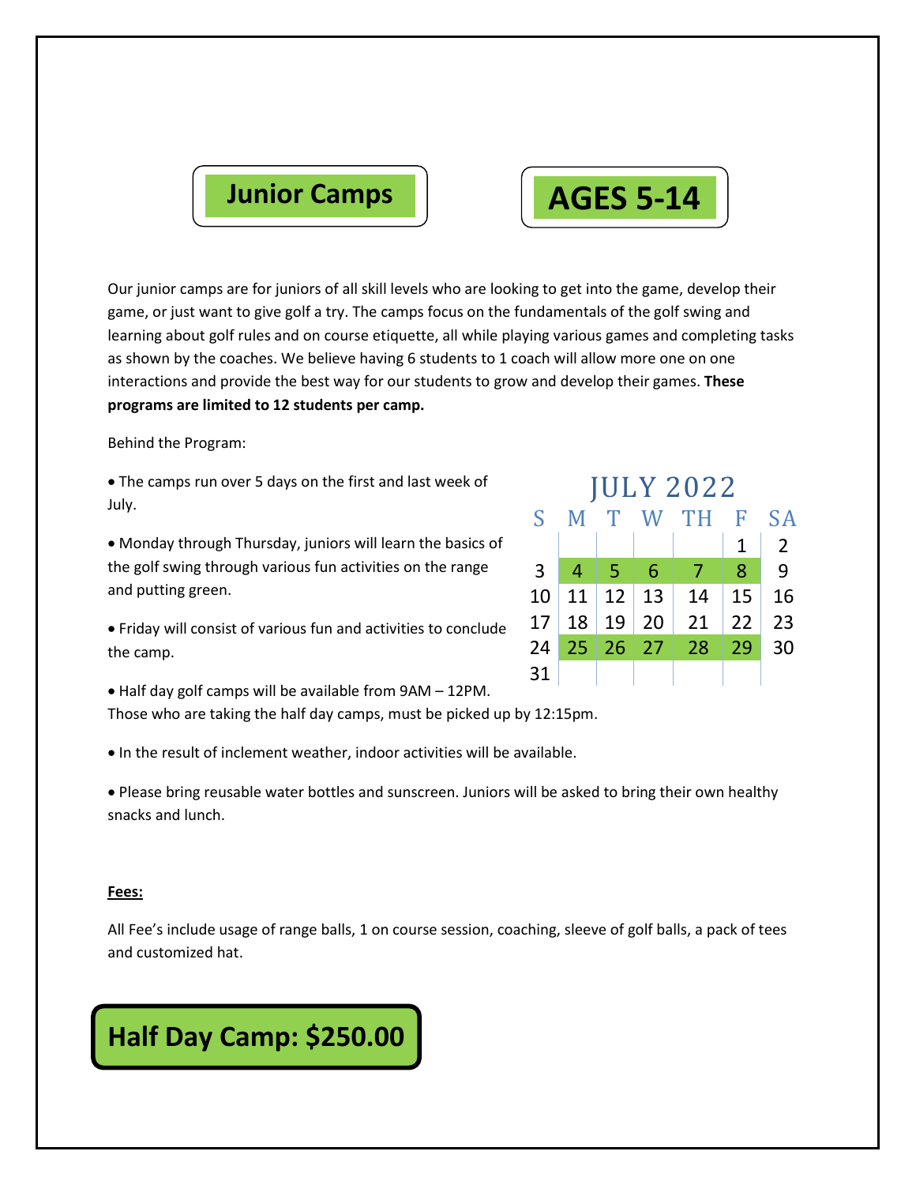# Junior Camps

# AGES 5-14

Our junior camps are for juniors of all skill levels who are looking to get into the game, develop their game, or just want to give golf a try. The camps focus on the fundamentals of the golf swing and learning about golf rules and on course etiquette, all while playing various games and completing tasks as shown by the coaches. We believe having 6 students to 1 coach will allow more one on one interactions and provide the best way for our students to grow and develop their games. **These programs are limited to 12 students per camp.**

Behind the Program:

- The camps run over 5 days on the first and last week of July.
- Monday through Thursday, juniors will learn the basics of the golf swing through various fun activities on the range and putting green.
- Friday will consist of various fun and activities to conclude the camp.
- Half day golf camps will be available from 9AM – 12PM. Those who are taking the half day camps, must be picked up by 12:15pm.
- In the result of inclement weather, indoor activities will be available.
- Please bring reusable water bottles and sunscreen. Juniors will be asked to bring their own healthy snacks and lunch.

**JULY 2022**

| S | M | T | W | TH | F | SA |
|---|---|---|---|---|---|---|
| | | | | | 1 | 2 |
| 3 | 4 | 5 | 6 | 7 | 8 | 9 |
| 10 | 11 | 12 | 13 | 14 | 15 | 16 |
| 17 | 18 | 19 | 20 | 21 | 22 | 23 |
| 24 | 25 | 26 | 27 | 28 | 29 | 30 |
| 31 | | | | | | |

**Fees:**

All Fee's include usage of range balls, 1 on course session, coaching, sleeve of golf balls, a pack of tees and customized hat.

## Half Day Camp: $250.00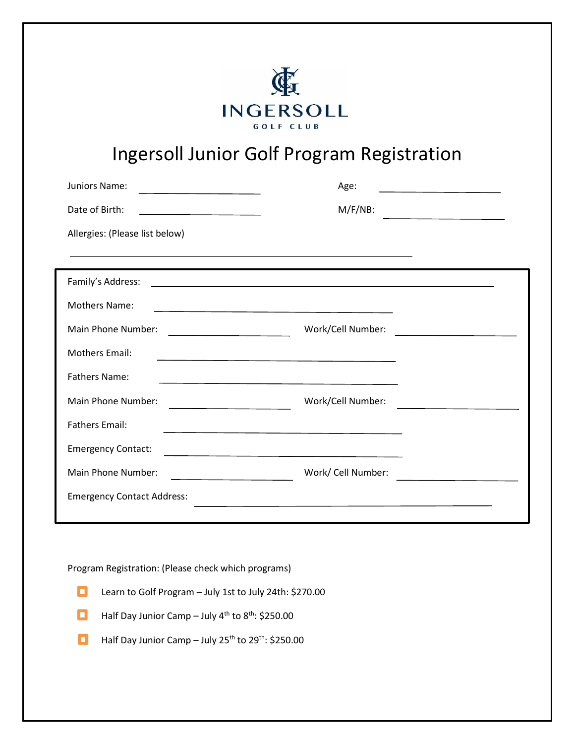INGERSOLL

GOLF CLUB

# Ingersoll Junior Golf Program Registration

Juniors Name: ______________________ Age: ______________________

Date of Birth: ______________________ M/F/NB: ______________________

Allergies: (Please list below)

______________________________________________________________

Family's Address: ______________________________________________

Mothers Name: ______________________________________________

Main Phone Number: ______________________ Work/Cell Number: ______________________

Mothers Email: ______________________________________________

Fathers Name: ______________________________________________

Main Phone Number: ______________________ Work/Cell Number: ______________________

Fathers Email: ______________________________________________

Emergency Contact: ______________________________________________

Main Phone Number: ______________________ Work/ Cell Number: ______________________

Emergency Contact Address: ______________________________________________

Program Registration: (Please check which programs)

- ☐ Learn to Golf Program – July 1st to July 24th: $270.00
- ☐ Half Day Junior Camp – July 4th to 8th: $250.00
- ☐ Half Day Junior Camp – July 25th to 29th: $250.00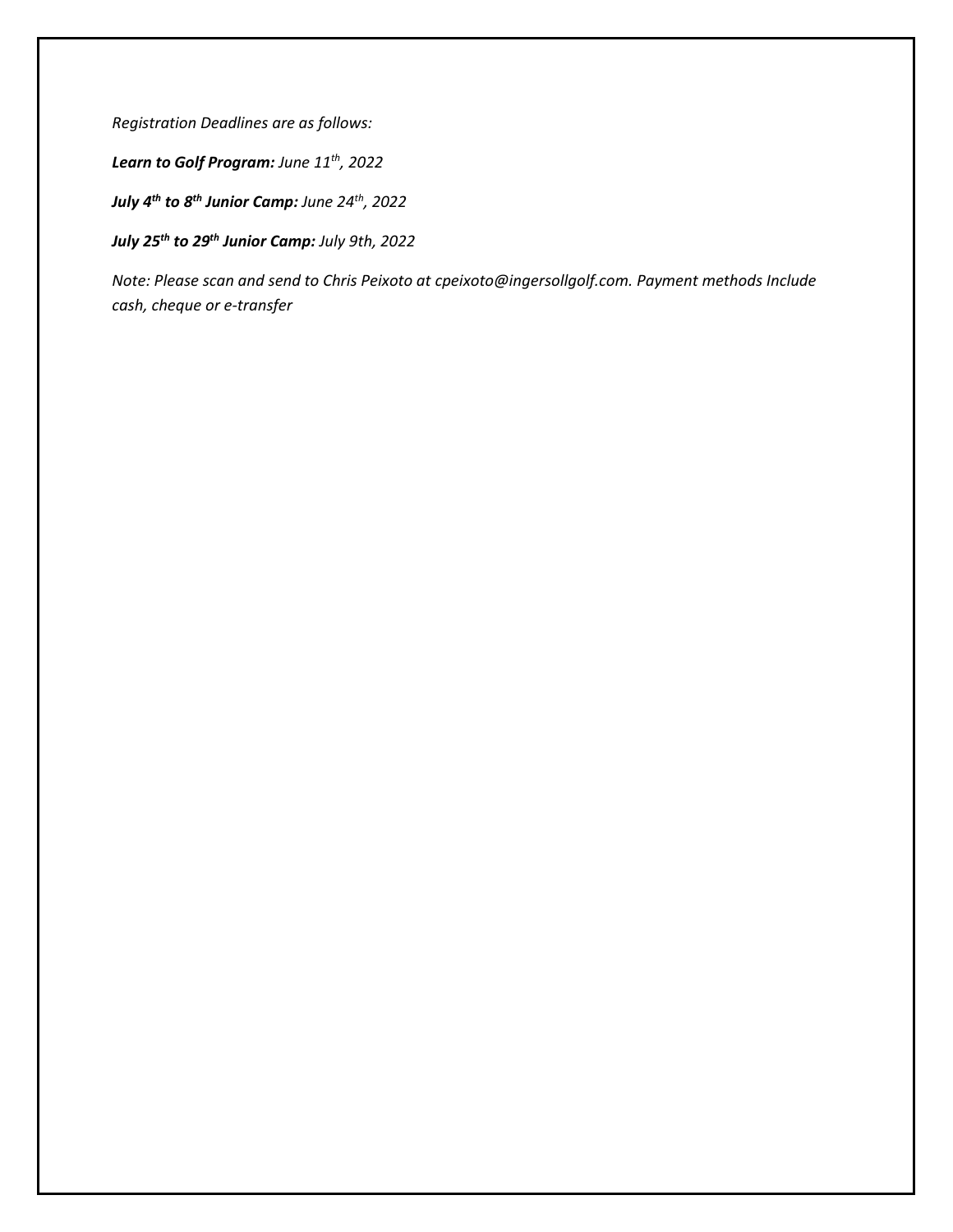*Registration Deadlines are as follows:*

***Learn to Golf Program:*** *June 11th, 2022*

***July 4th to 8th Junior Camp:*** *June 24th, 2022*

***July 25th to 29th Junior Camp:*** *July 9th, 2022*

*Note: Please scan and send to Chris Peixoto at cpeixoto@ingersollgolf.com. Payment methods Include cash, cheque or e-transfer*